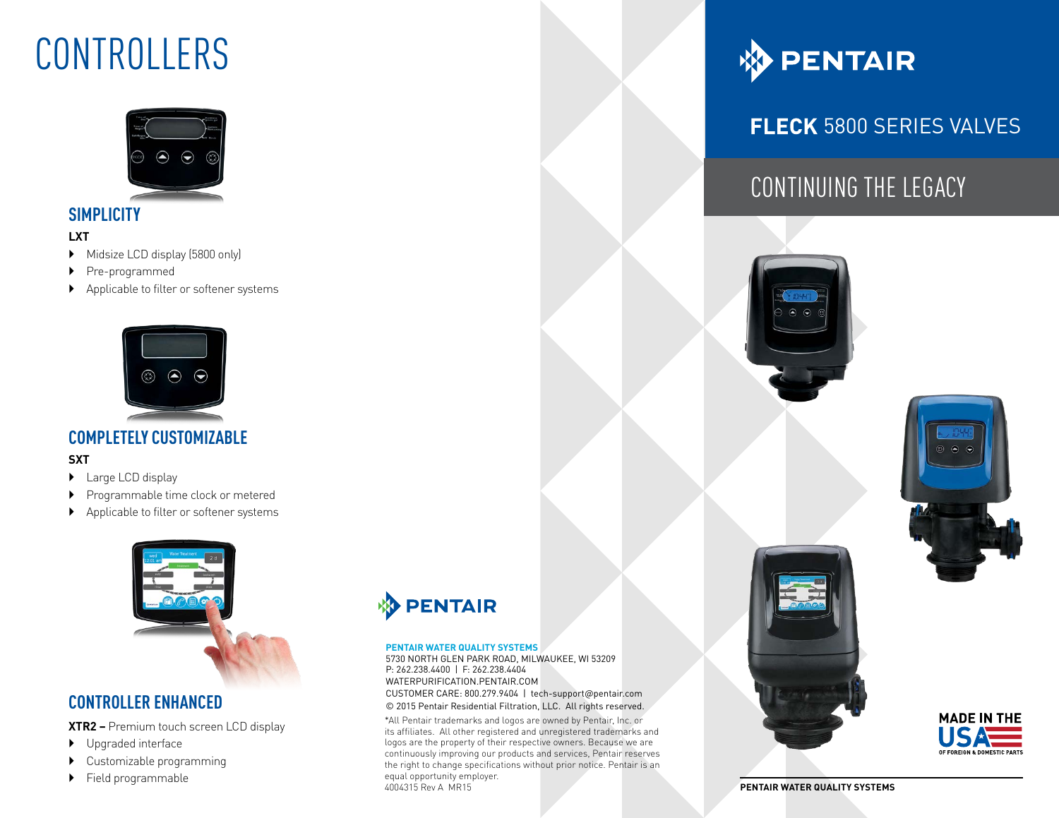# CONTROLLERS

## SIMPLICITY

**LXT**

- Midsize LCD display (5800 only)
- Pre-programmed
- Applicable to filter or softener systems

## COMPLETELY CUSTOMIZABLE

**SXT**

- Large LCD display
- Programmable time clock or metered
- Applicable to filter or softener systems

## CONTROLLER ENHANCED

**XTR2 –** Premium touch screen LCD display

- Upgraded interface
- Customizable programming
- Field programmable

PENTAIR

**PENTAIR WATER QUALITY SYSTEMS**
5730 NORTH GLEN PARK ROAD, MILWAUKEE, WI 53209
P: 262.238.4400 | F: 262.238.4404
WATERPURIFICATION.PENTAIR.COM
CUSTOMER CARE: 800.279.9404 | tech-support@pentair.com
© 2015 Pentair Residential Filtration, LLC. All rights reserved.

*All Pentair trademarks and logos are owned by Pentair, Inc. or its affiliates. All other registered and unregistered trademarks and logos are the property of their respective owners. Because we are continuously improving our products and services, Pentair reserves the right to change specifications without prior notice. Pentair is an equal opportunity employer.
4004315 Rev A MR15

PENTAIR

# **FLECK** 5800 SERIES VALVES

## CONTINUING THE LEGACY

MADE IN THE USA
OF FOREIGN & DOMESTIC PARTS

**PENTAIR WATER QUALITY SYSTEMS**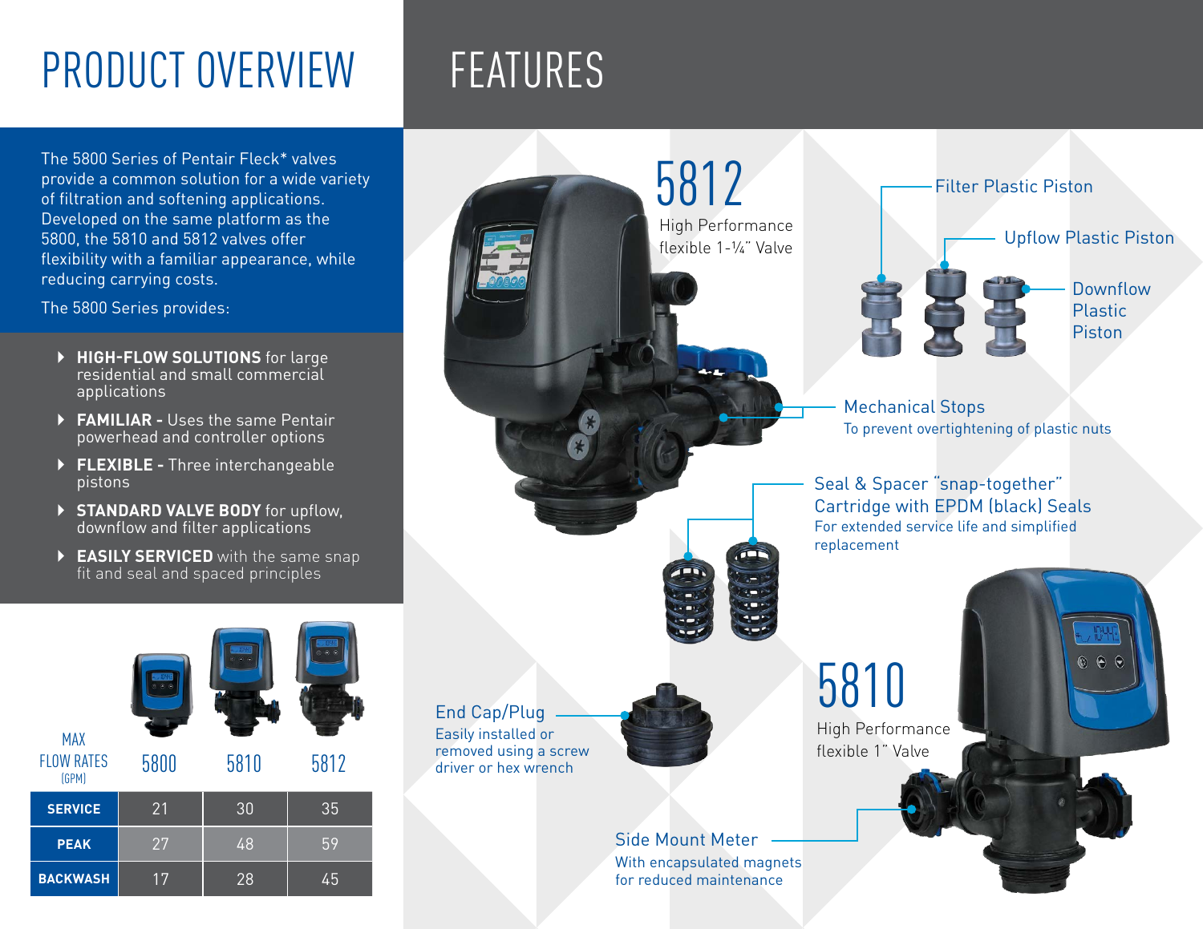# PRODUCT OVERVIEW

The 5800 Series of Pentair Fleck* valves provide a common solution for a wide variety of filtration and softening applications. Developed on the same platform as the 5800, the 5810 and 5812 valves offer flexibility with a familiar appearance, while reducing carrying costs.

The 5800 Series provides:

- **HIGH-FLOW SOLUTIONS** for large residential and small commercial applications
- **FAMILIAR -** Uses the same Pentair powerhead and controller options
- **FLEXIBLE -** Three interchangeable pistons
- **STANDARD VALVE BODY** for upflow, downflow and filter applications
- **EASILY SERVICED** with the same snap fit and seal and spaced principles

| MAX FLOW RATES (GPM) | 5800 | 5810 | 5812 |
|---|---|---|---|
| **SERVICE** | 21 | 30 | 35 |
| **PEAK** | 27 | 48 | 59 |
| **BACKWASH** | 17 | 28 | 45 |

# FEATURES

5812

High Performance flexible 1-¼" Valve

Filter Plastic Piston

Upflow Plastic Piston

Downflow Plastic Piston

Mechanical Stops

To prevent overtightening of plastic nuts

Seal & Spacer "snap-together" Cartridge with EPDM (black) Seals

For extended service life and simplified replacement

End Cap/Plug

Easily installed or removed using a screw driver or hex wrench

5810

High Performance flexible 1" Valve

Side Mount Meter

With encapsulated magnets for reduced maintenance